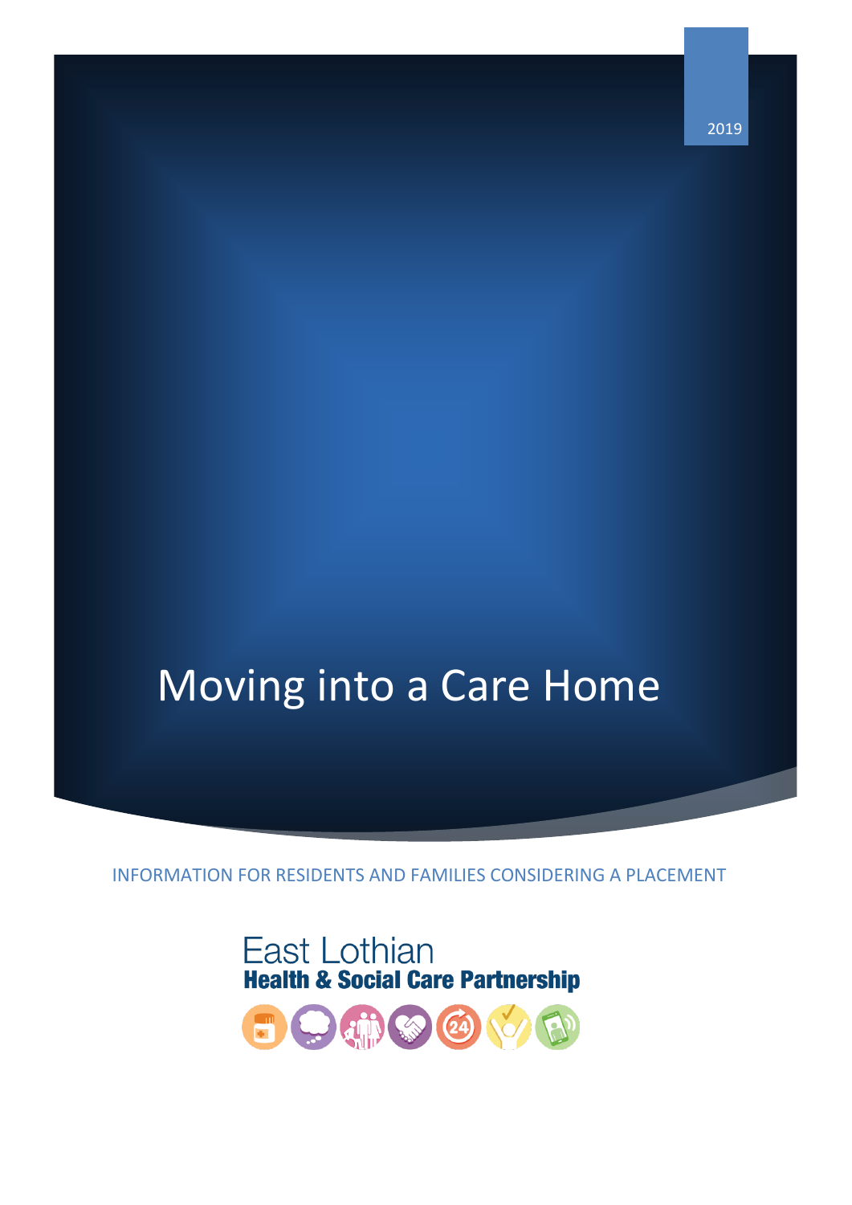2019

# Moving into a Care Home

INFORMATION FOR RESIDENTS AND FAMILIES CONSIDERING A PLACEMENT

East Lothian
**Health & Social Care Partnership**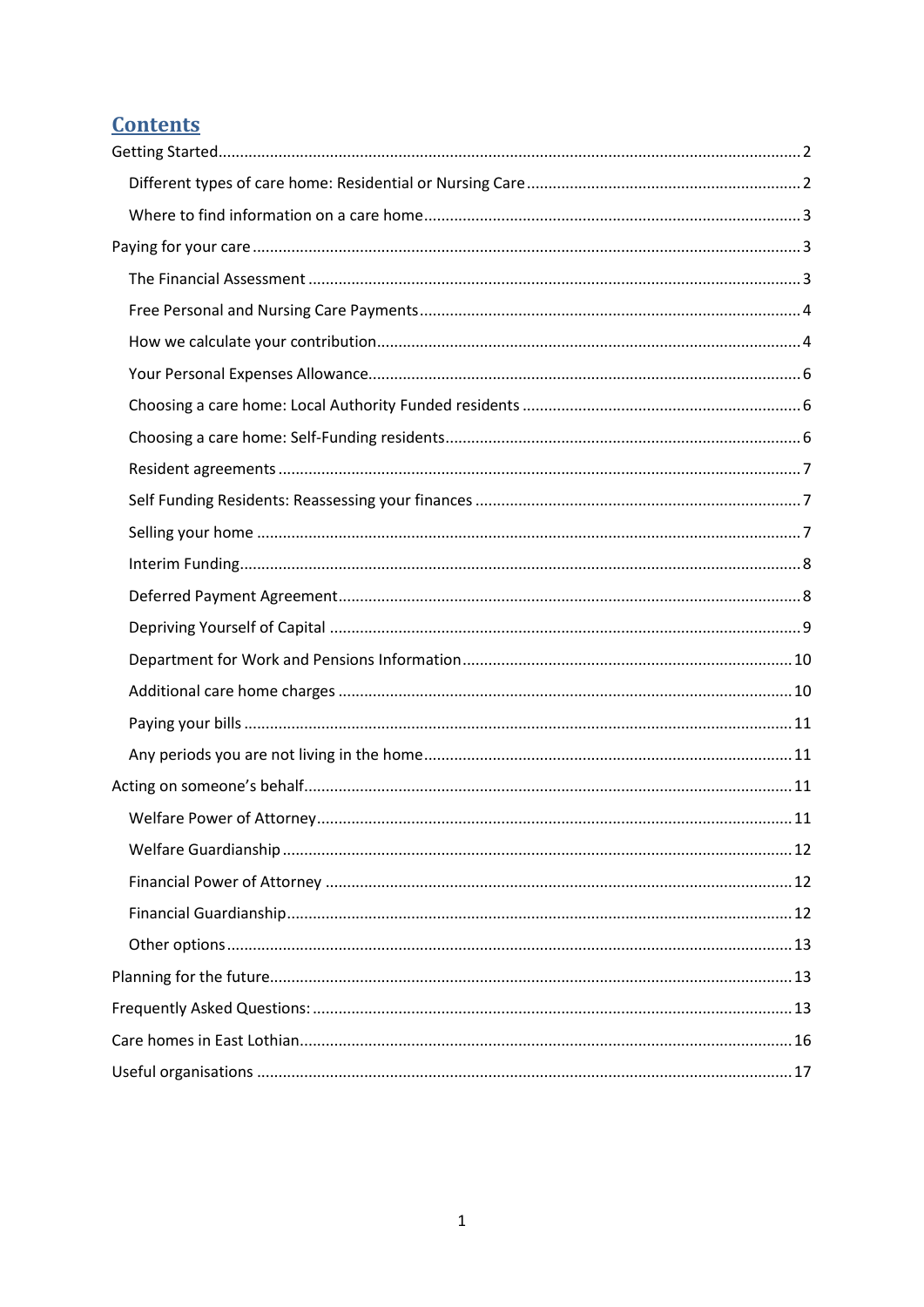## Contents

Getting Started ..... 2

- Different types of care home: Residential or Nursing Care ..... 2
- Where to find information on a care home ..... 3

Paying for your care ..... 3

- The Financial Assessment ..... 3
- Free Personal and Nursing Care Payments ..... 4
- How we calculate your contribution ..... 4
- Your Personal Expenses Allowance ..... 6
- Choosing a care home: Local Authority Funded residents ..... 6
- Choosing a care home: Self-Funding residents ..... 6
- Resident agreements ..... 7
- Self Funding Residents: Reassessing your finances ..... 7
- Selling your home ..... 7
- Interim Funding ..... 8
- Deferred Payment Agreement ..... 8
- Depriving Yourself of Capital ..... 9
- Department for Work and Pensions Information ..... 10
- Additional care home charges ..... 10
- Paying your bills ..... 11
- Any periods you are not living in the home ..... 11

Acting on someone's behalf ..... 11

- Welfare Power of Attorney ..... 11
- Welfare Guardianship ..... 12
- Financial Power of Attorney ..... 12
- Financial Guardianship ..... 12
- Other options ..... 13

Planning for the future ..... 13

Frequently Asked Questions: ..... 13

Care homes in East Lothian ..... 16

Useful organisations ..... 17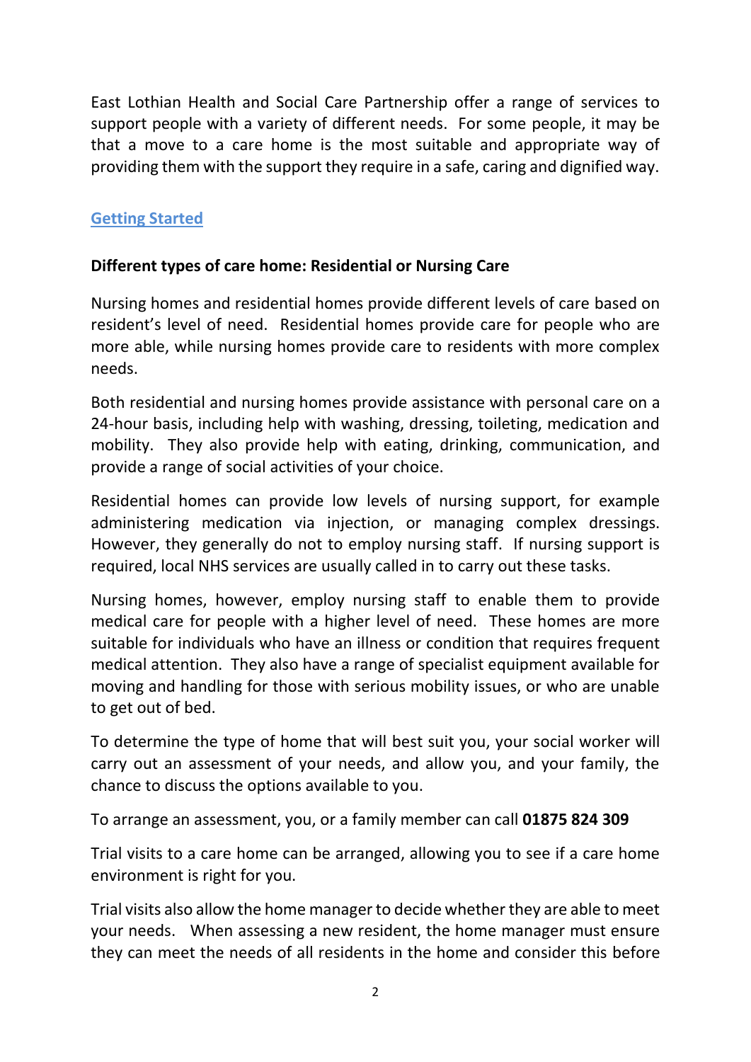East Lothian Health and Social Care Partnership offer a range of services to support people with a variety of different needs. For some people, it may be that a move to a care home is the most suitable and appropriate way of providing them with the support they require in a safe, caring and dignified way.

## Getting Started

### Different types of care home: Residential or Nursing Care

Nursing homes and residential homes provide different levels of care based on resident's level of need. Residential homes provide care for people who are more able, while nursing homes provide care to residents with more complex needs.

Both residential and nursing homes provide assistance with personal care on a 24-hour basis, including help with washing, dressing, toileting, medication and mobility. They also provide help with eating, drinking, communication, and provide a range of social activities of your choice.

Residential homes can provide low levels of nursing support, for example administering medication via injection, or managing complex dressings. However, they generally do not to employ nursing staff. If nursing support is required, local NHS services are usually called in to carry out these tasks.

Nursing homes, however, employ nursing staff to enable them to provide medical care for people with a higher level of need. These homes are more suitable for individuals who have an illness or condition that requires frequent medical attention. They also have a range of specialist equipment available for moving and handling for those with serious mobility issues, or who are unable to get out of bed.

To determine the type of home that will best suit you, your social worker will carry out an assessment of your needs, and allow you, and your family, the chance to discuss the options available to you.

To arrange an assessment, you, or a family member can call **01875 824 309**

Trial visits to a care home can be arranged, allowing you to see if a care home environment is right for you.

Trial visits also allow the home manager to decide whether they are able to meet your needs. When assessing a new resident, the home manager must ensure they can meet the needs of all residents in the home and consider this before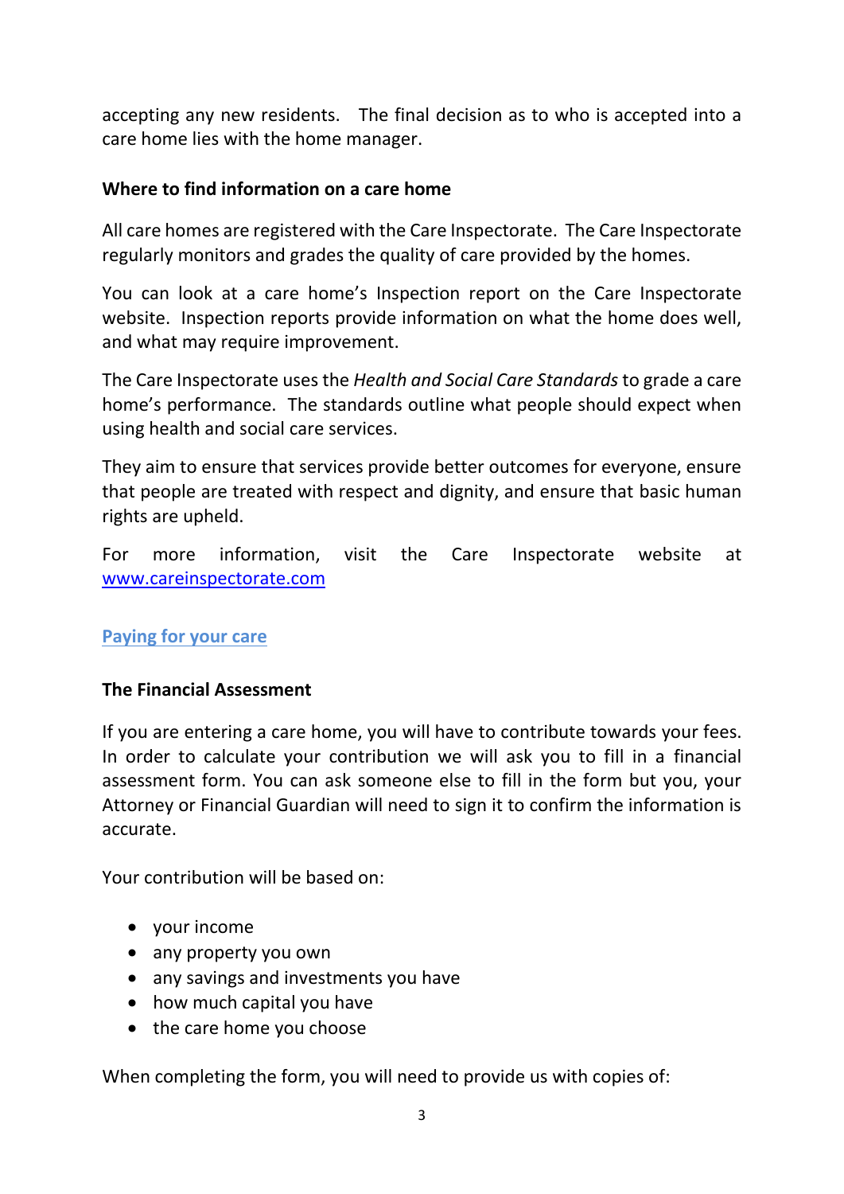accepting any new residents. The final decision as to who is accepted into a care home lies with the home manager.

### Where to find information on a care home

All care homes are registered with the Care Inspectorate. The Care Inspectorate regularly monitors and grades the quality of care provided by the homes.

You can look at a care home's Inspection report on the Care Inspectorate website. Inspection reports provide information on what the home does well, and what may require improvement.

The Care Inspectorate uses the *Health and Social Care Standards* to grade a care home's performance. The standards outline what people should expect when using health and social care services.

They aim to ensure that services provide better outcomes for everyone, ensure that people are treated with respect and dignity, and ensure that basic human rights are upheld.

For more information, visit the Care Inspectorate website at [www.careinspectorate.com](http://www.careinspectorate.com)

## Paying for your care

### The Financial Assessment

If you are entering a care home, you will have to contribute towards your fees. In order to calculate your contribution we will ask you to fill in a financial assessment form. You can ask someone else to fill in the form but you, your Attorney or Financial Guardian will need to sign it to confirm the information is accurate.

Your contribution will be based on:

- your income
- any property you own
- any savings and investments you have
- how much capital you have
- the care home you choose

When completing the form, you will need to provide us with copies of: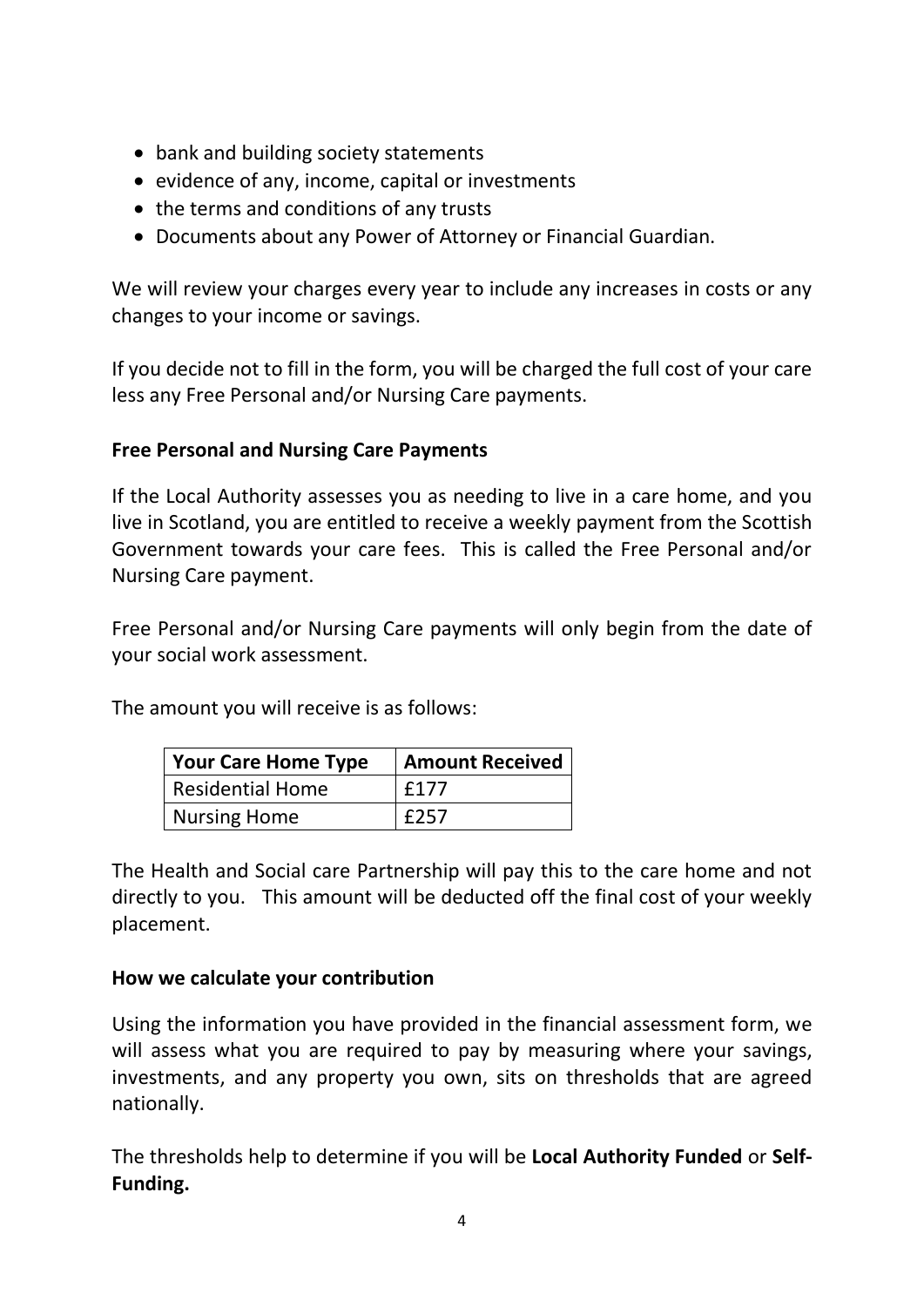- bank and building society statements
- evidence of any, income, capital or investments
- the terms and conditions of any trusts
- Documents about any Power of Attorney or Financial Guardian.

We will review your charges every year to include any increases in costs or any changes to your income or savings.

If you decide not to fill in the form, you will be charged the full cost of your care less any Free Personal and/or Nursing Care payments.

**Free Personal and Nursing Care Payments**

If the Local Authority assesses you as needing to live in a care home, and you live in Scotland, you are entitled to receive a weekly payment from the Scottish Government towards your care fees. This is called the Free Personal and/or Nursing Care payment.

Free Personal and/or Nursing Care payments will only begin from the date of your social work assessment.

The amount you will receive is as follows:

| Your Care Home Type | Amount Received |
|---|---|
| Residential Home | £177 |
| Nursing Home | £257 |

The Health and Social care Partnership will pay this to the care home and not directly to you. This amount will be deducted off the final cost of your weekly placement.

**How we calculate your contribution**

Using the information you have provided in the financial assessment form, we will assess what you are required to pay by measuring where your savings, investments, and any property you own, sits on thresholds that are agreed nationally.

The thresholds help to determine if you will be **Local Authority Funded** or **Self-Funding.**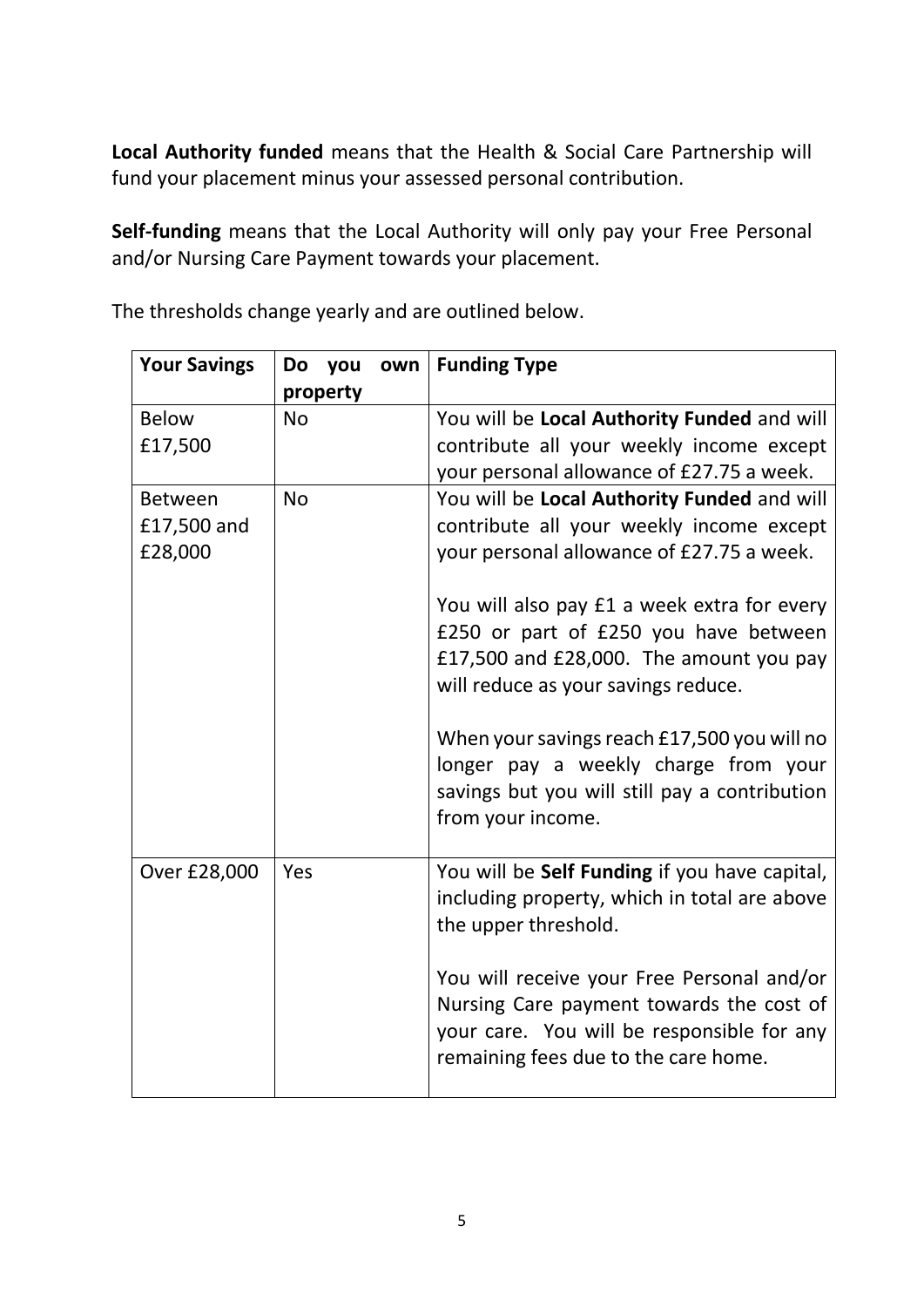**Local Authority funded** means that the Health & Social Care Partnership will fund your placement minus your assessed personal contribution.

**Self-funding** means that the Local Authority will only pay your Free Personal and/or Nursing Care Payment towards your placement.

The thresholds change yearly and are outlined below.

| Your Savings | Do you own property | Funding Type |
|---|---|---|
| Below £17,500 | No | You will be **Local Authority Funded** and will contribute all your weekly income except your personal allowance of £27.75 a week. |
| Between £17,500 and £28,000 | No | You will be **Local Authority Funded** and will contribute all your weekly income except your personal allowance of £27.75 a week.<br><br>You will also pay £1 a week extra for every £250 or part of £250 you have between £17,500 and £28,000. The amount you pay will reduce as your savings reduce.<br><br>When your savings reach £17,500 you will no longer pay a weekly charge from your savings but you will still pay a contribution from your income. |
| Over £28,000 | Yes | You will be **Self Funding** if you have capital, including property, which in total are above the upper threshold.<br><br>You will receive your Free Personal and/or Nursing Care payment towards the cost of your care. You will be responsible for any remaining fees due to the care home. |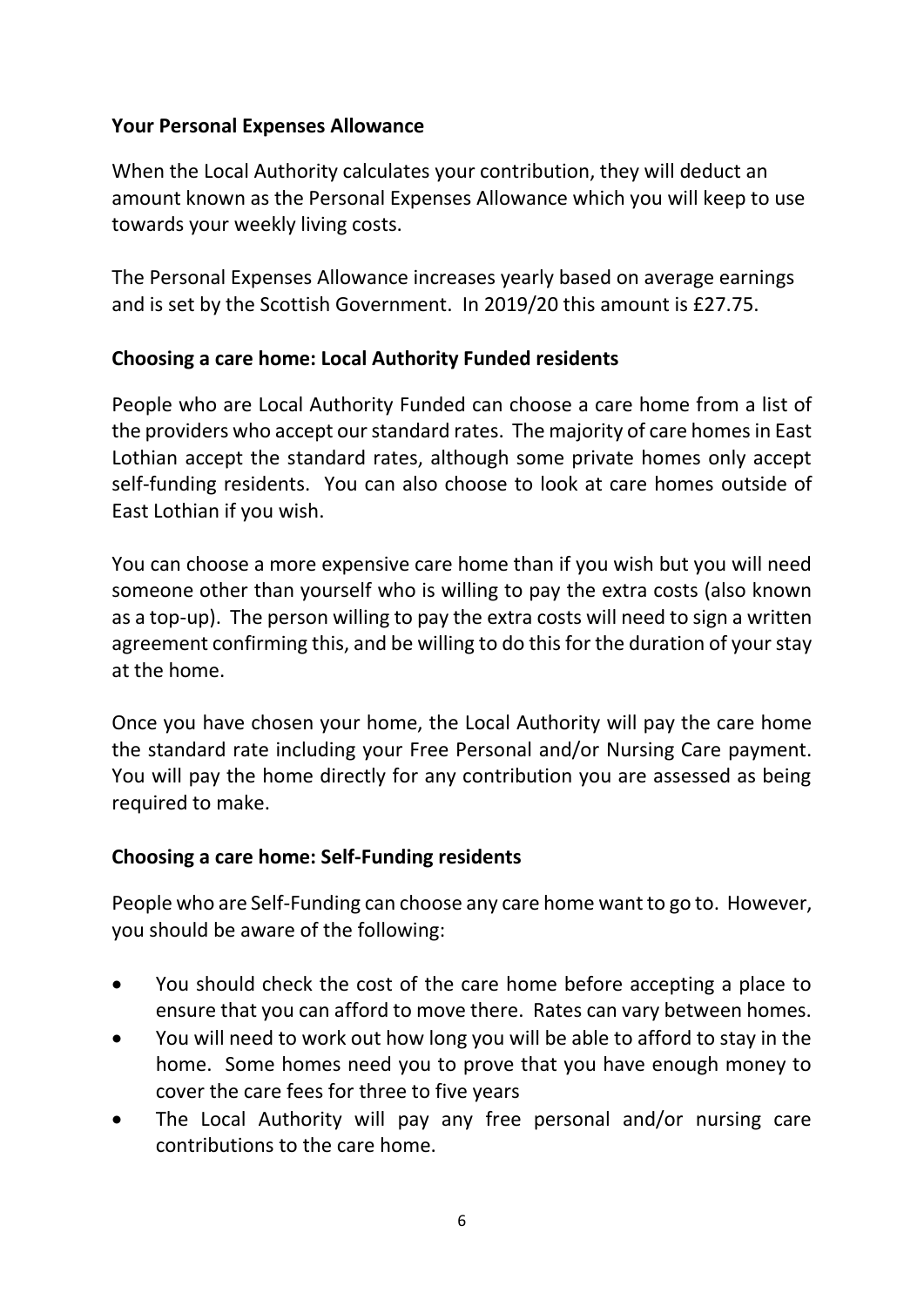**Your Personal Expenses Allowance**

When the Local Authority calculates your contribution, they will deduct an amount known as the Personal Expenses Allowance which you will keep to use towards your weekly living costs.

The Personal Expenses Allowance increases yearly based on average earnings and is set by the Scottish Government. In 2019/20 this amount is £27.75.

**Choosing a care home: Local Authority Funded residents**

People who are Local Authority Funded can choose a care home from a list of the providers who accept our standard rates. The majority of care homes in East Lothian accept the standard rates, although some private homes only accept self-funding residents. You can also choose to look at care homes outside of East Lothian if you wish.

You can choose a more expensive care home than if you wish but you will need someone other than yourself who is willing to pay the extra costs (also known as a top-up). The person willing to pay the extra costs will need to sign a written agreement confirming this, and be willing to do this for the duration of your stay at the home.

Once you have chosen your home, the Local Authority will pay the care home the standard rate including your Free Personal and/or Nursing Care payment. You will pay the home directly for any contribution you are assessed as being required to make.

**Choosing a care home: Self-Funding residents**

People who are Self-Funding can choose any care home want to go to. However, you should be aware of the following:

- You should check the cost of the care home before accepting a place to ensure that you can afford to move there. Rates can vary between homes.
- You will need to work out how long you will be able to afford to stay in the home. Some homes need you to prove that you have enough money to cover the care fees for three to five years
- The Local Authority will pay any free personal and/or nursing care contributions to the care home.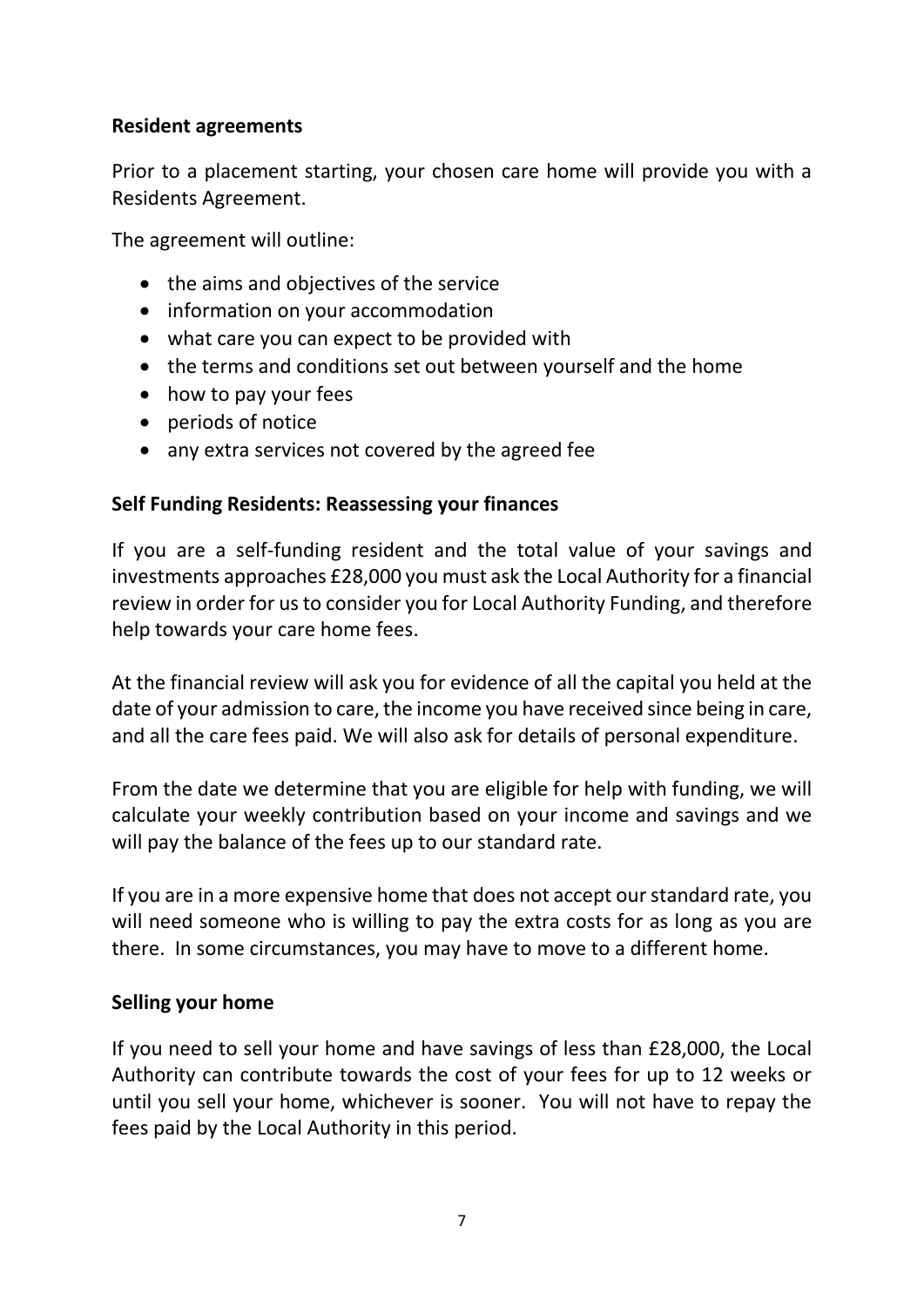**Resident agreements**

Prior to a placement starting, your chosen care home will provide you with a Residents Agreement.

The agreement will outline:

- the aims and objectives of the service
- information on your accommodation
- what care you can expect to be provided with
- the terms and conditions set out between yourself and the home
- how to pay your fees
- periods of notice
- any extra services not covered by the agreed fee

**Self Funding Residents: Reassessing your finances**

If you are a self-funding resident and the total value of your savings and investments approaches £28,000 you must ask the Local Authority for a financial review in order for us to consider you for Local Authority Funding, and therefore help towards your care home fees.

At the financial review will ask you for evidence of all the capital you held at the date of your admission to care, the income you have received since being in care, and all the care fees paid. We will also ask for details of personal expenditure.

From the date we determine that you are eligible for help with funding, we will calculate your weekly contribution based on your income and savings and we will pay the balance of the fees up to our standard rate.

If you are in a more expensive home that does not accept our standard rate, you will need someone who is willing to pay the extra costs for as long as you are there. In some circumstances, you may have to move to a different home.

**Selling your home**

If you need to sell your home and have savings of less than £28,000, the Local Authority can contribute towards the cost of your fees for up to 12 weeks or until you sell your home, whichever is sooner. You will not have to repay the fees paid by the Local Authority in this period.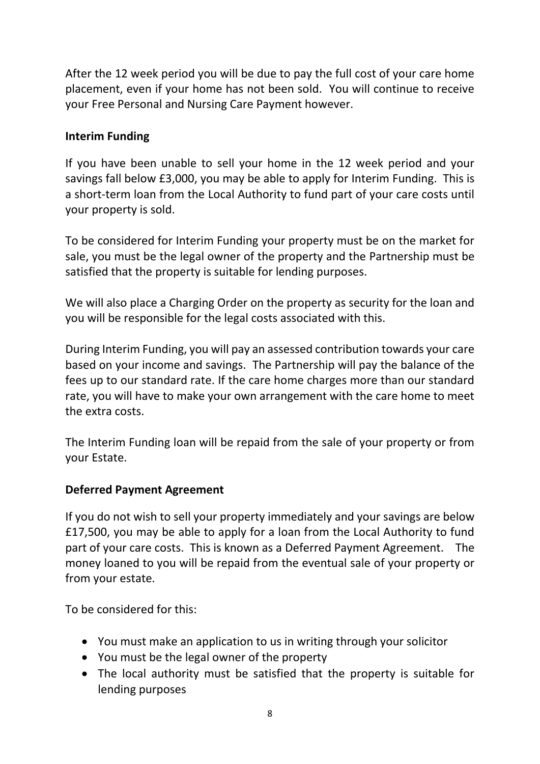After the 12 week period you will be due to pay the full cost of your care home placement, even if your home has not been sold. You will continue to receive your Free Personal and Nursing Care Payment however.

**Interim Funding**

If you have been unable to sell your home in the 12 week period and your savings fall below £3,000, you may be able to apply for Interim Funding. This is a short-term loan from the Local Authority to fund part of your care costs until your property is sold.

To be considered for Interim Funding your property must be on the market for sale, you must be the legal owner of the property and the Partnership must be satisfied that the property is suitable for lending purposes.

We will also place a Charging Order on the property as security for the loan and you will be responsible for the legal costs associated with this.

During Interim Funding, you will pay an assessed contribution towards your care based on your income and savings. The Partnership will pay the balance of the fees up to our standard rate. If the care home charges more than our standard rate, you will have to make your own arrangement with the care home to meet the extra costs.

The Interim Funding loan will be repaid from the sale of your property or from your Estate.

**Deferred Payment Agreement**

If you do not wish to sell your property immediately and your savings are below £17,500, you may be able to apply for a loan from the Local Authority to fund part of your care costs. This is known as a Deferred Payment Agreement. The money loaned to you will be repaid from the eventual sale of your property or from your estate.

To be considered for this:

- You must make an application to us in writing through your solicitor
- You must be the legal owner of the property
- The local authority must be satisfied that the property is suitable for lending purposes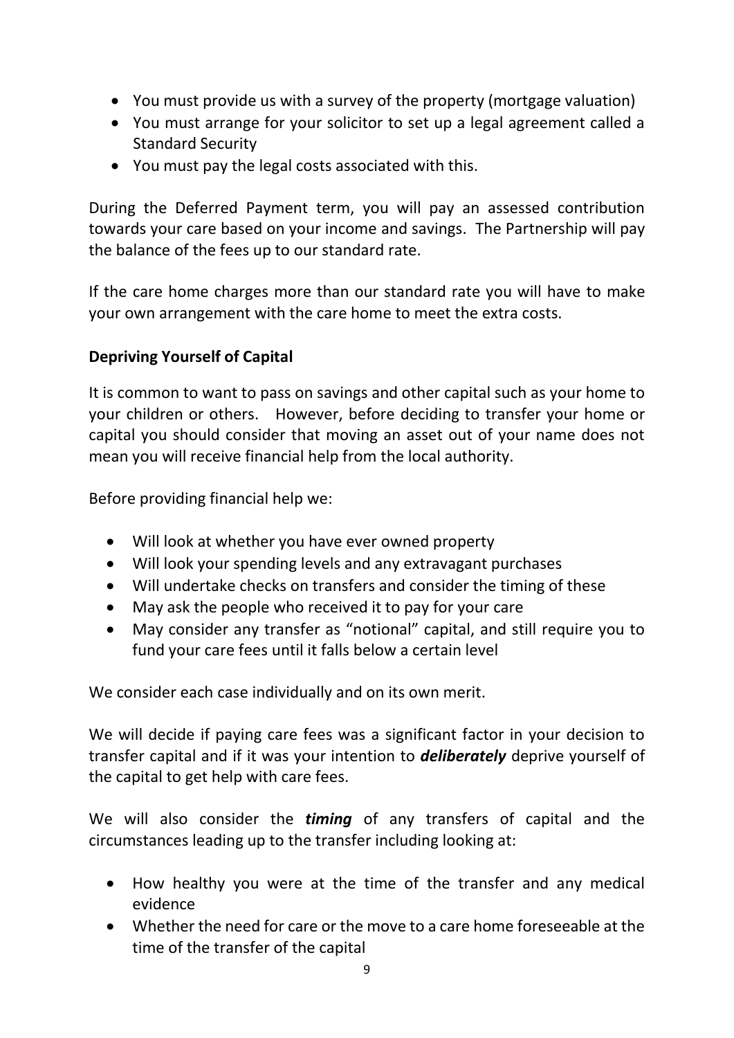- You must provide us with a survey of the property (mortgage valuation)
- You must arrange for your solicitor to set up a legal agreement called a Standard Security
- You must pay the legal costs associated with this.

During the Deferred Payment term, you will pay an assessed contribution towards your care based on your income and savings. The Partnership will pay the balance of the fees up to our standard rate.

If the care home charges more than our standard rate you will have to make your own arrangement with the care home to meet the extra costs.

**Depriving Yourself of Capital**

It is common to want to pass on savings and other capital such as your home to your children or others. However, before deciding to transfer your home or capital you should consider that moving an asset out of your name does not mean you will receive financial help from the local authority.

Before providing financial help we:

- Will look at whether you have ever owned property
- Will look your spending levels and any extravagant purchases
- Will undertake checks on transfers and consider the timing of these
- May ask the people who received it to pay for your care
- May consider any transfer as "notional" capital, and still require you to fund your care fees until it falls below a certain level

We consider each case individually and on its own merit.

We will decide if paying care fees was a significant factor in your decision to transfer capital and if it was your intention to ***deliberately*** deprive yourself of the capital to get help with care fees.

We will also consider the ***timing*** of any transfers of capital and the circumstances leading up to the transfer including looking at:

- How healthy you were at the time of the transfer and any medical evidence
- Whether the need for care or the move to a care home foreseeable at the time of the transfer of the capital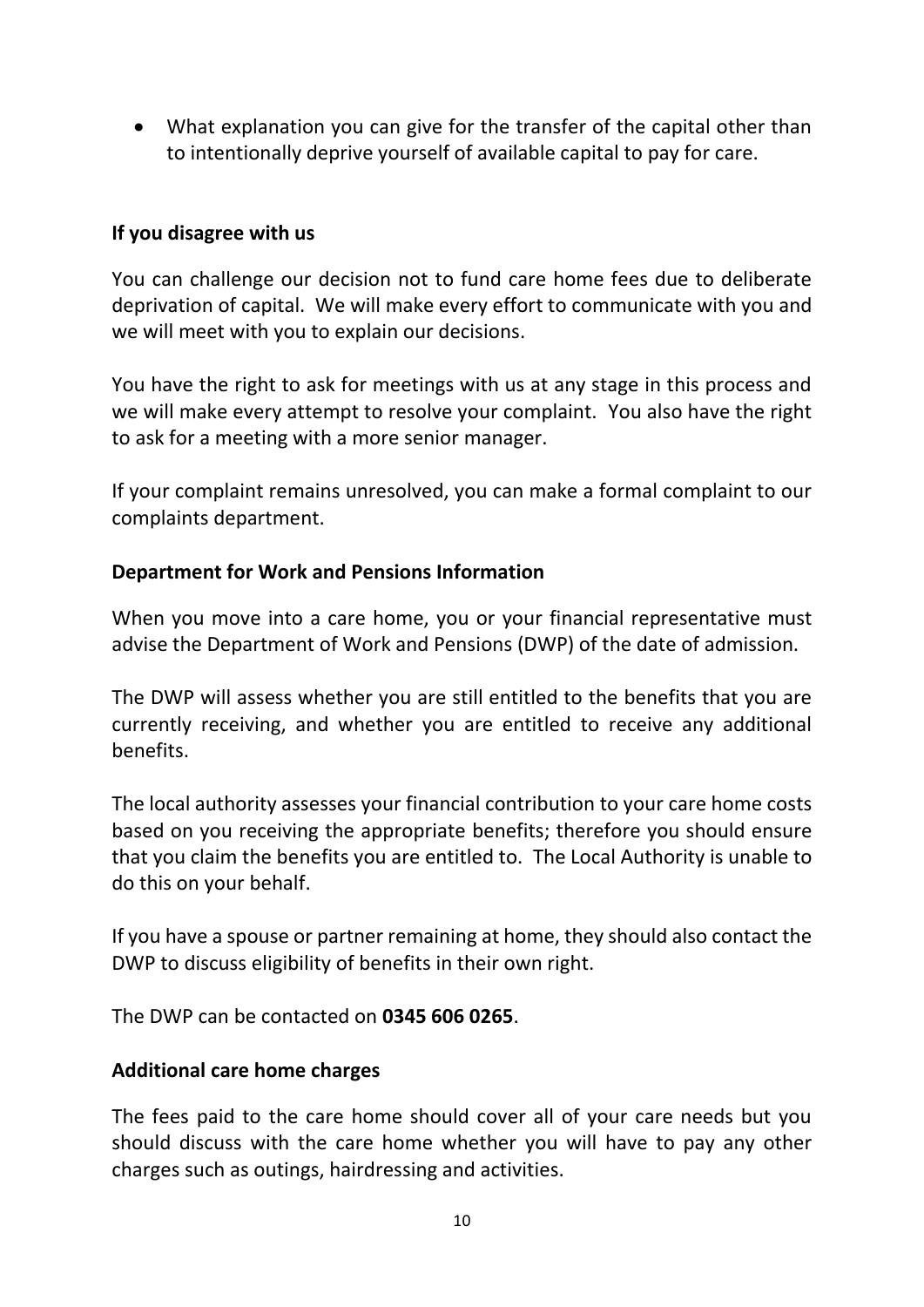- What explanation you can give for the transfer of the capital other than to intentionally deprive yourself of available capital to pay for care.

**If you disagree with us**

You can challenge our decision not to fund care home fees due to deliberate deprivation of capital. We will make every effort to communicate with you and we will meet with you to explain our decisions.

You have the right to ask for meetings with us at any stage in this process and we will make every attempt to resolve your complaint. You also have the right to ask for a meeting with a more senior manager.

If your complaint remains unresolved, you can make a formal complaint to our complaints department.

**Department for Work and Pensions Information**

When you move into a care home, you or your financial representative must advise the Department of Work and Pensions (DWP) of the date of admission.

The DWP will assess whether you are still entitled to the benefits that you are currently receiving, and whether you are entitled to receive any additional benefits.

The local authority assesses your financial contribution to your care home costs based on you receiving the appropriate benefits; therefore you should ensure that you claim the benefits you are entitled to. The Local Authority is unable to do this on your behalf.

If you have a spouse or partner remaining at home, they should also contact the DWP to discuss eligibility of benefits in their own right.

The DWP can be contacted on **0345 606 0265**.

**Additional care home charges**

The fees paid to the care home should cover all of your care needs but you should discuss with the care home whether you will have to pay any other charges such as outings, hairdressing and activities.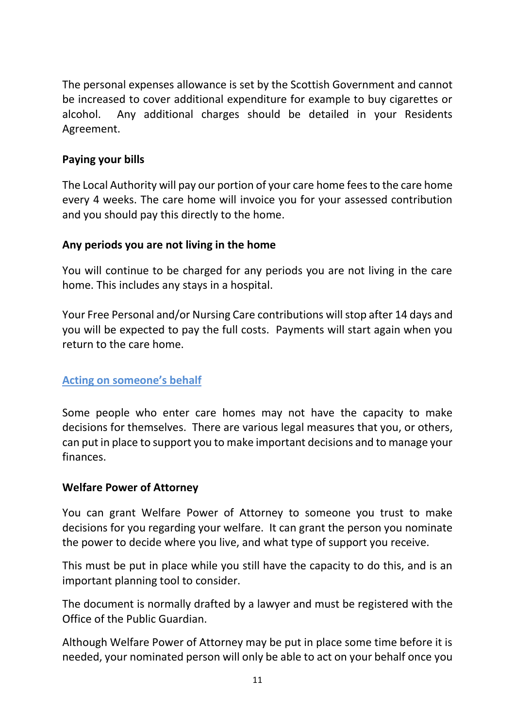The personal expenses allowance is set by the Scottish Government and cannot be increased to cover additional expenditure for example to buy cigarettes or alcohol. Any additional charges should be detailed in your Residents Agreement.

**Paying your bills**

The Local Authority will pay our portion of your care home fees to the care home every 4 weeks. The care home will invoice you for your assessed contribution and you should pay this directly to the home.

**Any periods you are not living in the home**

You will continue to be charged for any periods you are not living in the care home. This includes any stays in a hospital.

Your Free Personal and/or Nursing Care contributions will stop after 14 days and you will be expected to pay the full costs. Payments will start again when you return to the care home.

## Acting on someone's behalf

Some people who enter care homes may not have the capacity to make decisions for themselves. There are various legal measures that you, or others, can put in place to support you to make important decisions and to manage your finances.

**Welfare Power of Attorney**

You can grant Welfare Power of Attorney to someone you trust to make decisions for you regarding your welfare. It can grant the person you nominate the power to decide where you live, and what type of support you receive.

This must be put in place while you still have the capacity to do this, and is an important planning tool to consider.

The document is normally drafted by a lawyer and must be registered with the Office of the Public Guardian.

Although Welfare Power of Attorney may be put in place some time before it is needed, your nominated person will only be able to act on your behalf once you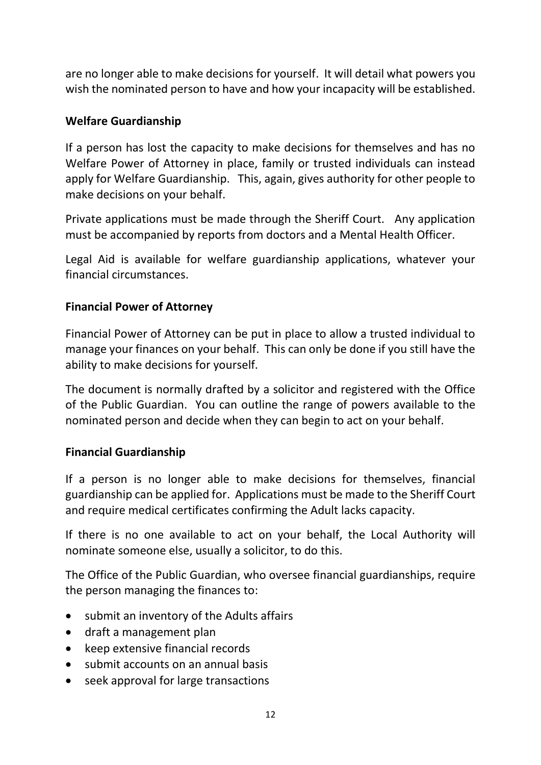are no longer able to make decisions for yourself. It will detail what powers you wish the nominated person to have and how your incapacity will be established.

**Welfare Guardianship**

If a person has lost the capacity to make decisions for themselves and has no Welfare Power of Attorney in place, family or trusted individuals can instead apply for Welfare Guardianship. This, again, gives authority for other people to make decisions on your behalf.

Private applications must be made through the Sheriff Court. Any application must be accompanied by reports from doctors and a Mental Health Officer.

Legal Aid is available for welfare guardianship applications, whatever your financial circumstances.

**Financial Power of Attorney**

Financial Power of Attorney can be put in place to allow a trusted individual to manage your finances on your behalf. This can only be done if you still have the ability to make decisions for yourself.

The document is normally drafted by a solicitor and registered with the Office of the Public Guardian. You can outline the range of powers available to the nominated person and decide when they can begin to act on your behalf.

**Financial Guardianship**

If a person is no longer able to make decisions for themselves, financial guardianship can be applied for. Applications must be made to the Sheriff Court and require medical certificates confirming the Adult lacks capacity.

If there is no one available to act on your behalf, the Local Authority will nominate someone else, usually a solicitor, to do this.

The Office of the Public Guardian, who oversee financial guardianships, require the person managing the finances to:

- submit an inventory of the Adults affairs
- draft a management plan
- keep extensive financial records
- submit accounts on an annual basis
- seek approval for large transactions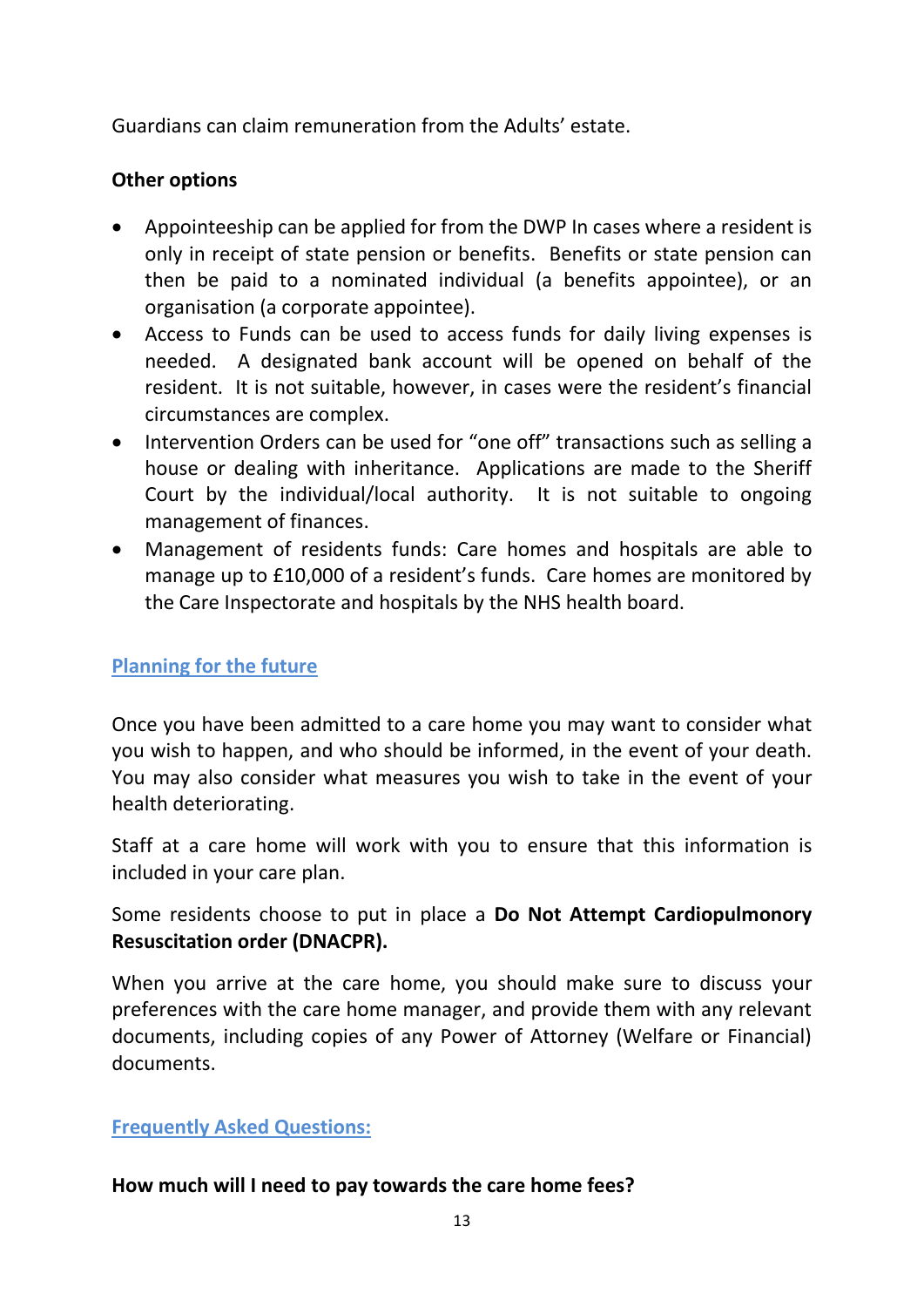Guardians can claim remuneration from the Adults' estate.

**Other options**

- Appointeeship can be applied for from the DWP In cases where a resident is only in receipt of state pension or benefits. Benefits or state pension can then be paid to a nominated individual (a benefits appointee), or an organisation (a corporate appointee).
- Access to Funds can be used to access funds for daily living expenses is needed. A designated bank account will be opened on behalf of the resident. It is not suitable, however, in cases were the resident's financial circumstances are complex.
- Intervention Orders can be used for "one off" transactions such as selling a house or dealing with inheritance. Applications are made to the Sheriff Court by the individual/local authority. It is not suitable to ongoing management of finances.
- Management of residents funds: Care homes and hospitals are able to manage up to £10,000 of a resident's funds. Care homes are monitored by the Care Inspectorate and hospitals by the NHS health board.

## Planning for the future

Once you have been admitted to a care home you may want to consider what you wish to happen, and who should be informed, in the event of your death. You may also consider what measures you wish to take in the event of your health deteriorating.

Staff at a care home will work with you to ensure that this information is included in your care plan.

Some residents choose to put in place a **Do Not Attempt Cardiopulmonory Resuscitation order (DNACPR).**

When you arrive at the care home, you should make sure to discuss your preferences with the care home manager, and provide them with any relevant documents, including copies of any Power of Attorney (Welfare or Financial) documents.

## Frequently Asked Questions:

**How much will I need to pay towards the care home fees?**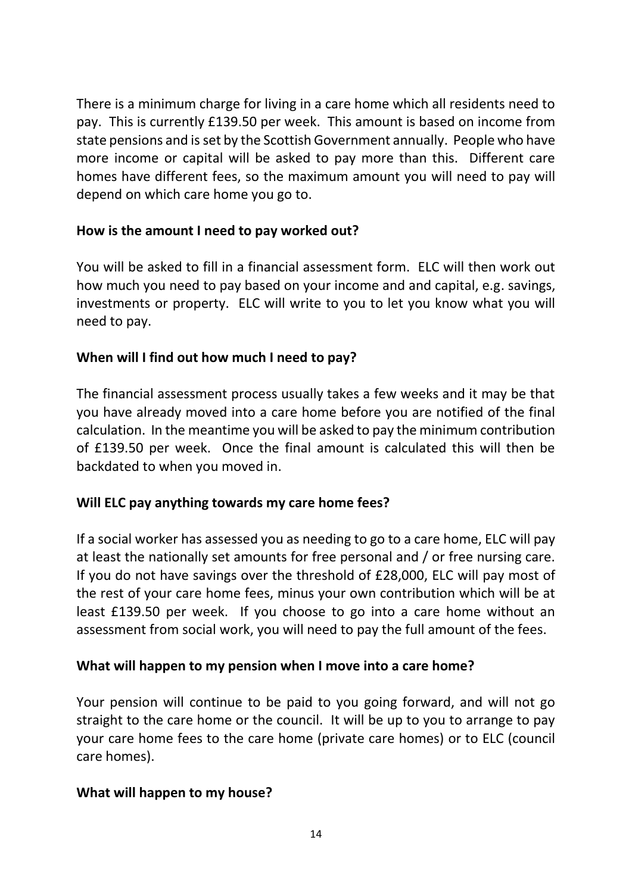There is a minimum charge for living in a care home which all residents need to pay. This is currently £139.50 per week. This amount is based on income from state pensions and is set by the Scottish Government annually. People who have more income or capital will be asked to pay more than this. Different care homes have different fees, so the maximum amount you will need to pay will depend on which care home you go to.

**How is the amount I need to pay worked out?**

You will be asked to fill in a financial assessment form. ELC will then work out how much you need to pay based on your income and and capital, e.g. savings, investments or property. ELC will write to you to let you know what you will need to pay.

**When will I find out how much I need to pay?**

The financial assessment process usually takes a few weeks and it may be that you have already moved into a care home before you are notified of the final calculation. In the meantime you will be asked to pay the minimum contribution of £139.50 per week. Once the final amount is calculated this will then be backdated to when you moved in.

**Will ELC pay anything towards my care home fees?**

If a social worker has assessed you as needing to go to a care home, ELC will pay at least the nationally set amounts for free personal and / or free nursing care. If you do not have savings over the threshold of £28,000, ELC will pay most of the rest of your care home fees, minus your own contribution which will be at least £139.50 per week. If you choose to go into a care home without an assessment from social work, you will need to pay the full amount of the fees.

**What will happen to my pension when I move into a care home?**

Your pension will continue to be paid to you going forward, and will not go straight to the care home or the council. It will be up to you to arrange to pay your care home fees to the care home (private care homes) or to ELC (council care homes).

**What will happen to my house?**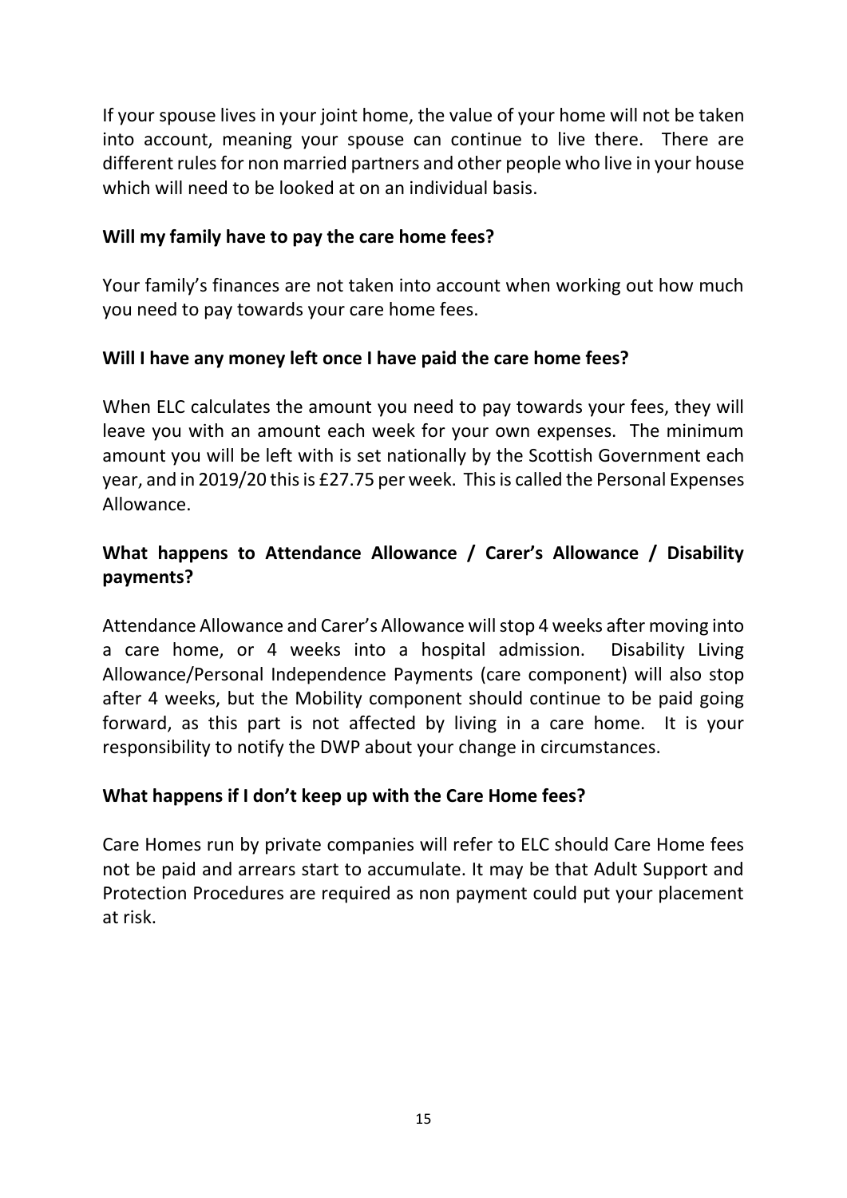If your spouse lives in your joint home, the value of your home will not be taken into account, meaning your spouse can continue to live there. There are different rules for non married partners and other people who live in your house which will need to be looked at on an individual basis.

**Will my family have to pay the care home fees?**

Your family's finances are not taken into account when working out how much you need to pay towards your care home fees.

**Will I have any money left once I have paid the care home fees?**

When ELC calculates the amount you need to pay towards your fees, they will leave you with an amount each week for your own expenses. The minimum amount you will be left with is set nationally by the Scottish Government each year, and in 2019/20 this is £27.75 per week. This is called the Personal Expenses Allowance.

**What happens to Attendance Allowance / Carer's Allowance / Disability payments?**

Attendance Allowance and Carer's Allowance will stop 4 weeks after moving into a care home, or 4 weeks into a hospital admission. Disability Living Allowance/Personal Independence Payments (care component) will also stop after 4 weeks, but the Mobility component should continue to be paid going forward, as this part is not affected by living in a care home. It is your responsibility to notify the DWP about your change in circumstances.

**What happens if I don't keep up with the Care Home fees?**

Care Homes run by private companies will refer to ELC should Care Home fees not be paid and arrears start to accumulate. It may be that Adult Support and Protection Procedures are required as non payment could put your placement at risk.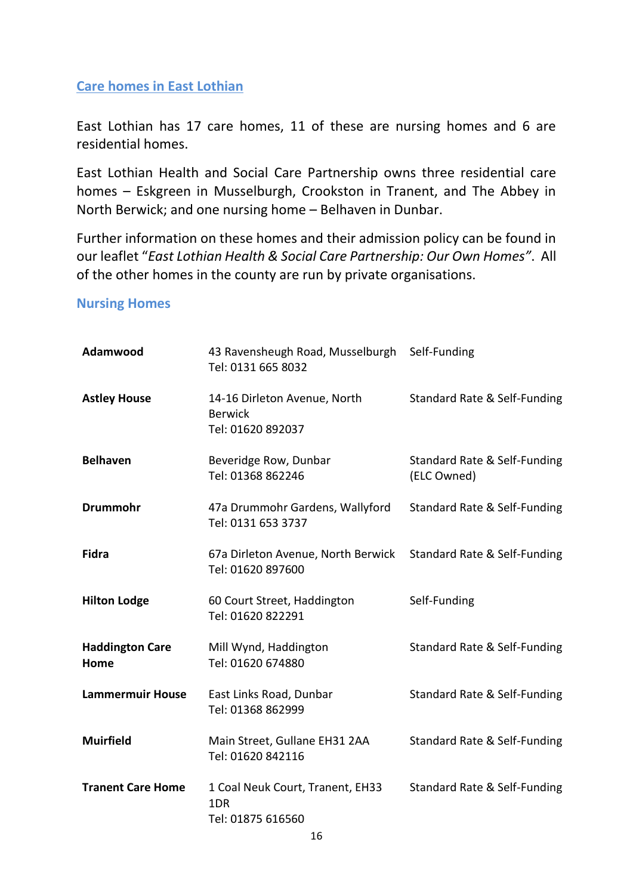## Care homes in East Lothian

East Lothian has 17 care homes, 11 of these are nursing homes and 6 are residential homes.

East Lothian Health and Social Care Partnership owns three residential care homes – Eskgreen in Musselburgh, Crookston in Tranent, and The Abbey in North Berwick; and one nursing home – Belhaven in Dunbar.

Further information on these homes and their admission policy can be found in our leaflet "*East Lothian Health & Social Care Partnership: Our Own Homes"*. All of the other homes in the county are run by private organisations.

### Nursing Homes

| | | |
|---|---|---|
| **Adamwood** | 43 Ravensheugh Road, Musselburgh<br>Tel: 0131 665 8032 | Self-Funding |
| **Astley House** | 14-16 Dirleton Avenue, North Berwick<br>Tel: 01620 892037 | Standard Rate & Self-Funding |
| **Belhaven** | Beveridge Row, Dunbar<br>Tel: 01368 862246 | Standard Rate & Self-Funding (ELC Owned) |
| **Drummohr** | 47a Drummohr Gardens, Wallyford<br>Tel: 0131 653 3737 | Standard Rate & Self-Funding |
| **Fidra** | 67a Dirleton Avenue, North Berwick<br>Tel: 01620 897600 | Standard Rate & Self-Funding |
| **Hilton Lodge** | 60 Court Street, Haddington<br>Tel: 01620 822291 | Self-Funding |
| **Haddington Care Home** | Mill Wynd, Haddington<br>Tel: 01620 674880 | Standard Rate & Self-Funding |
| **Lammermuir House** | East Links Road, Dunbar<br>Tel: 01368 862999 | Standard Rate & Self-Funding |
| **Muirfield** | Main Street, Gullane EH31 2AA<br>Tel: 01620 842116 | Standard Rate & Self-Funding |
| **Tranent Care Home** | 1 Coal Neuk Court, Tranent, EH33 1DR<br>Tel: 01875 616560 | Standard Rate & Self-Funding |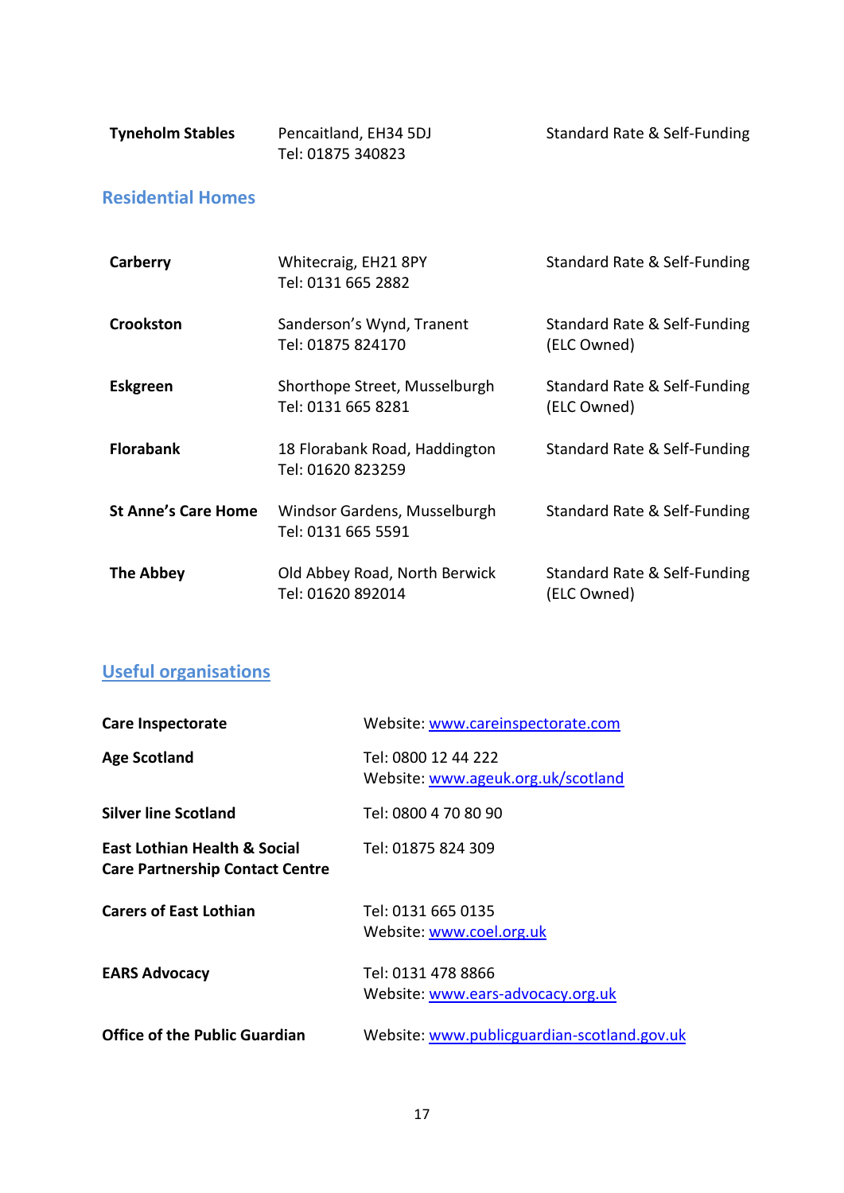| | | |
|---|---|---|
| **Tyneholm Stables** | Pencaitland, EH34 5DJ<br>Tel: 01875 340823 | Standard Rate & Self-Funding |

## Residential Homes

| | | |
|---|---|---|
| **Carberry** | Whitecraig, EH21 8PY<br>Tel: 0131 665 2882 | Standard Rate & Self-Funding |
| **Crookston** | Sanderson's Wynd, Tranent<br>Tel: 01875 824170 | Standard Rate & Self-Funding (ELC Owned) |
| **Eskgreen** | Shorthope Street, Musselburgh<br>Tel: 0131 665 8281 | Standard Rate & Self-Funding (ELC Owned) |
| **Florabank** | 18 Florabank Road, Haddington<br>Tel: 01620 823259 | Standard Rate & Self-Funding |
| **St Anne's Care Home** | Windsor Gardens, Musselburgh<br>Tel: 0131 665 5591 | Standard Rate & Self-Funding |
| **The Abbey** | Old Abbey Road, North Berwick<br>Tel: 01620 892014 | Standard Rate & Self-Funding (ELC Owned) |

## Useful organisations

| | |
|---|---|
| **Care Inspectorate** | Website: www.careinspectorate.com |
| **Age Scotland** | Tel: 0800 12 44 222<br>Website: www.ageuk.org.uk/scotland |
| **Silver line Scotland** | Tel: 0800 4 70 80 90 |
| **East Lothian Health & Social Care Partnership Contact Centre** | Tel: 01875 824 309 |
| **Carers of East Lothian** | Tel: 0131 665 0135<br>Website: www.coel.org.uk |
| **EARS Advocacy** | Tel: 0131 478 8866<br>Website: www.ears-advocacy.org.uk |
| **Office of the Public Guardian** | Website: www.publicguardian-scotland.gov.uk |